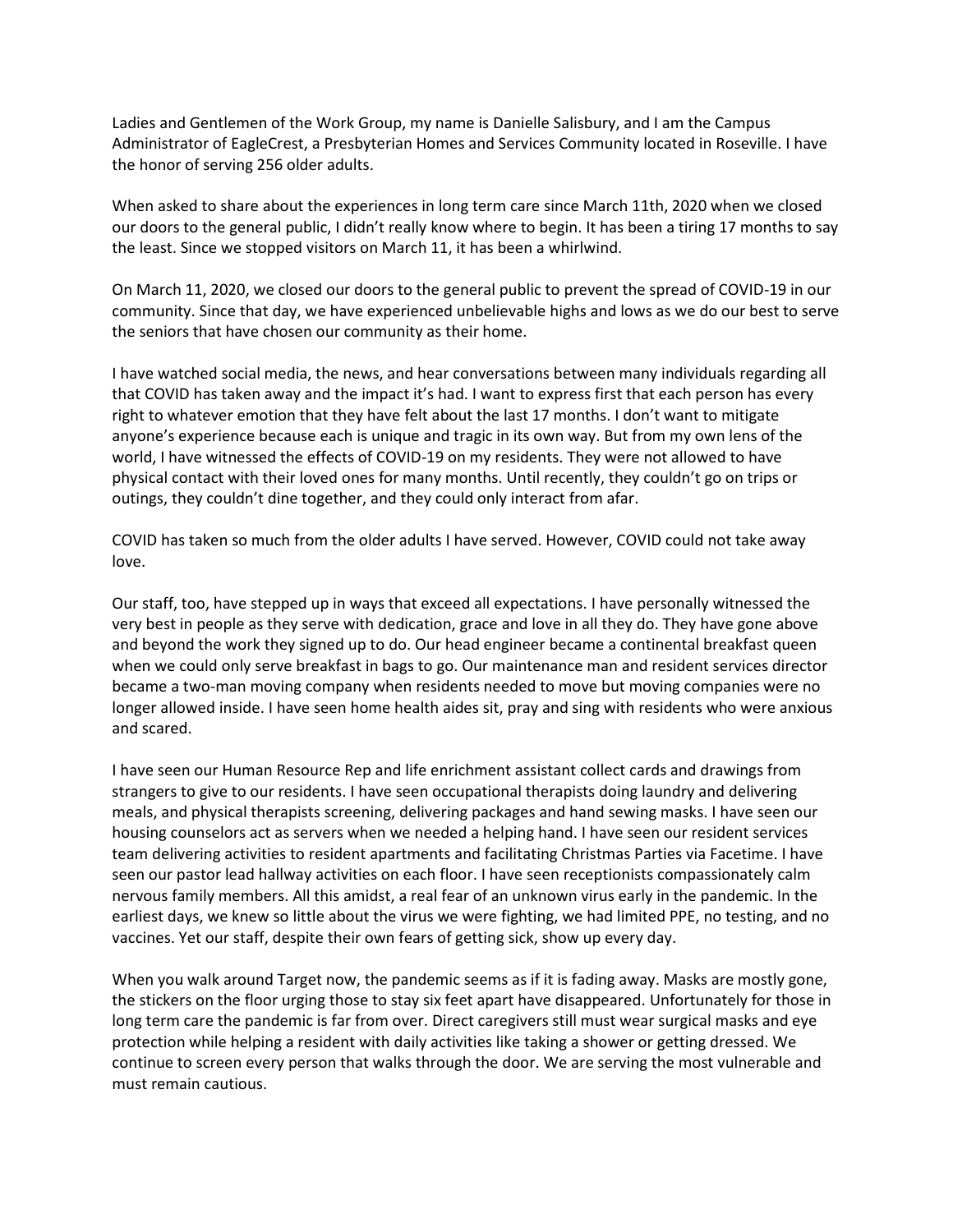Ladies and Gentlemen of the Work Group, my name is Danielle Salisbury, and I am the Campus Administrator of EagleCrest, a Presbyterian Homes and Services Community located in Roseville. I have the honor of serving 256 older adults.

When asked to share about the experiences in long term care since March 11th, 2020 when we closed our doors to the general public, I didn't really know where to begin. It has been a tiring 17 months to say the least. Since we stopped visitors on March 11, it has been a whirlwind.

On March 11, 2020, we closed our doors to the general public to prevent the spread of COVID-19 in our community. Since that day, we have experienced unbelievable highs and lows as we do our best to serve the seniors that have chosen our community as their home.

I have watched social media, the news, and hear conversations between many individuals regarding all that COVID has taken away and the impact it's had. I want to express first that each person has every right to whatever emotion that they have felt about the last 17 months. I don't want to mitigate anyone's experience because each is unique and tragic in its own way. But from my own lens of the world, I have witnessed the effects of COVID-19 on my residents. They were not allowed to have physical contact with their loved ones for many months. Until recently, they couldn't go on trips or outings, they couldn't dine together, and they could only interact from afar.

COVID has taken so much from the older adults I have served. However, COVID could not take away love.

Our staff, too, have stepped up in ways that exceed all expectations. I have personally witnessed the very best in people as they serve with dedication, grace and love in all they do. They have gone above and beyond the work they signed up to do. Our head engineer became a continental breakfast queen when we could only serve breakfast in bags to go. Our maintenance man and resident services director became a two-man moving company when residents needed to move but moving companies were no longer allowed inside. I have seen home health aides sit, pray and sing with residents who were anxious and scared.

I have seen our Human Resource Rep and life enrichment assistant collect cards and drawings from strangers to give to our residents. I have seen occupational therapists doing laundry and delivering meals, and physical therapists screening, delivering packages and hand sewing masks. I have seen our housing counselors act as servers when we needed a helping hand. I have seen our resident services team delivering activities to resident apartments and facilitating Christmas Parties via Facetime. I have seen our pastor lead hallway activities on each floor. I have seen receptionists compassionately calm nervous family members. All this amidst, a real fear of an unknown virus early in the pandemic. In the earliest days, we knew so little about the virus we were fighting, we had limited PPE, no testing, and no vaccines. Yet our staff, despite their own fears of getting sick, show up every day.

When you walk around Target now, the pandemic seems as if it is fading away. Masks are mostly gone, the stickers on the floor urging those to stay six feet apart have disappeared. Unfortunately for those in long term care the pandemic is far from over. Direct caregivers still must wear surgical masks and eye protection while helping a resident with daily activities like taking a shower or getting dressed. We continue to screen every person that walks through the door. We are serving the most vulnerable and must remain cautious.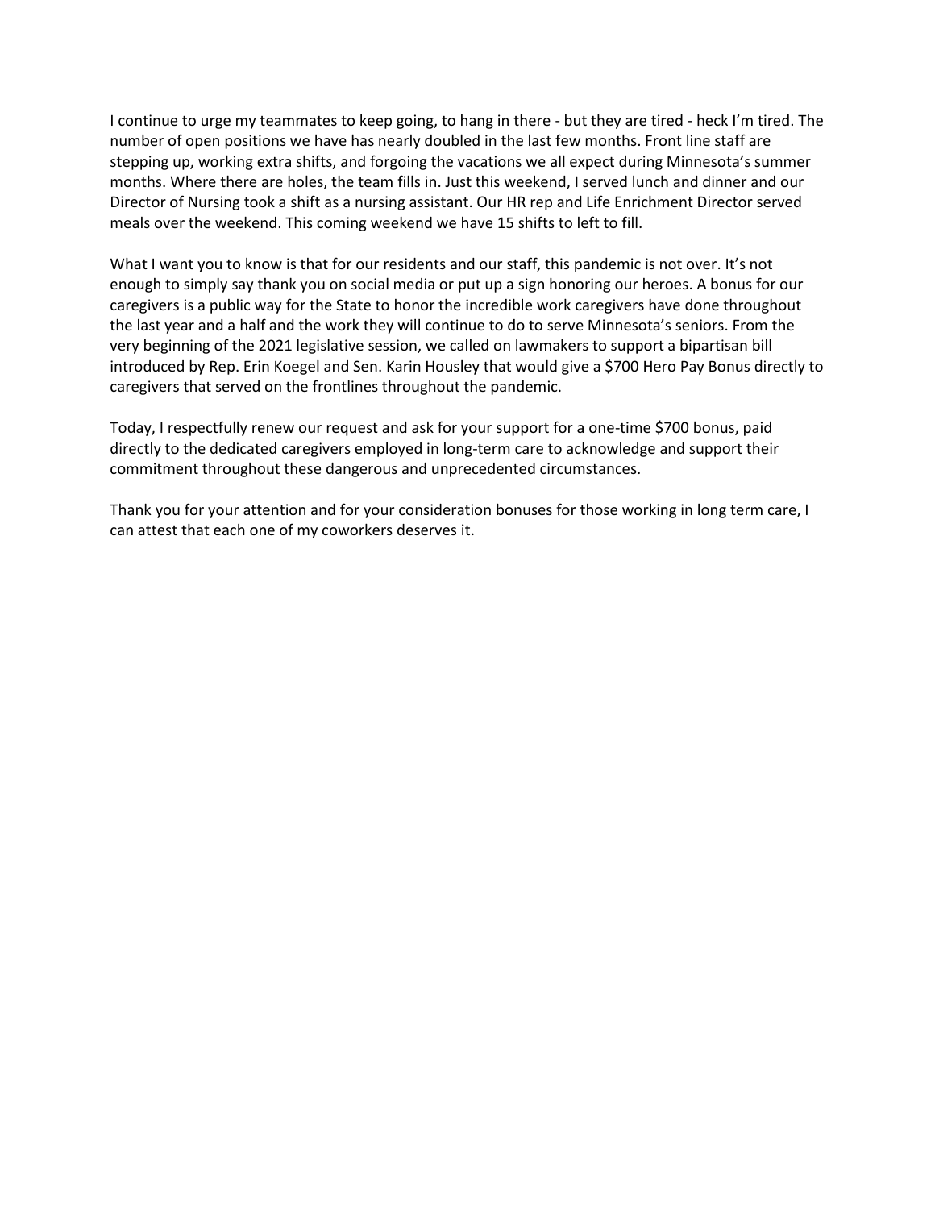I continue to urge my teammates to keep going, to hang in there - but they are tired - heck I'm tired. The number of open positions we have has nearly doubled in the last few months. Front line staff are stepping up, working extra shifts, and forgoing the vacations we all expect during Minnesota's summer months. Where there are holes, the team fills in. Just this weekend, I served lunch and dinner and our Director of Nursing took a shift as a nursing assistant. Our HR rep and Life Enrichment Director served meals over the weekend. This coming weekend we have 15 shifts to left to fill.

What I want you to know is that for our residents and our staff, this pandemic is not over. It's not enough to simply say thank you on social media or put up a sign honoring our heroes. A bonus for our caregivers is a public way for the State to honor the incredible work caregivers have done throughout the last year and a half and the work they will continue to do to serve Minnesota's seniors. From the very beginning of the 2021 legislative session, we called on lawmakers to support a bipartisan bill introduced by Rep. Erin Koegel and Sen. Karin Housley that would give a $700 Hero Pay Bonus directly to caregivers that served on the frontlines throughout the pandemic.

Today, I respectfully renew our request and ask for your support for a one-time $700 bonus, paid directly to the dedicated caregivers employed in long-term care to acknowledge and support their commitment throughout these dangerous and unprecedented circumstances.

Thank you for your attention and for your consideration bonuses for those working in long term care, I can attest that each one of my coworkers deserves it.